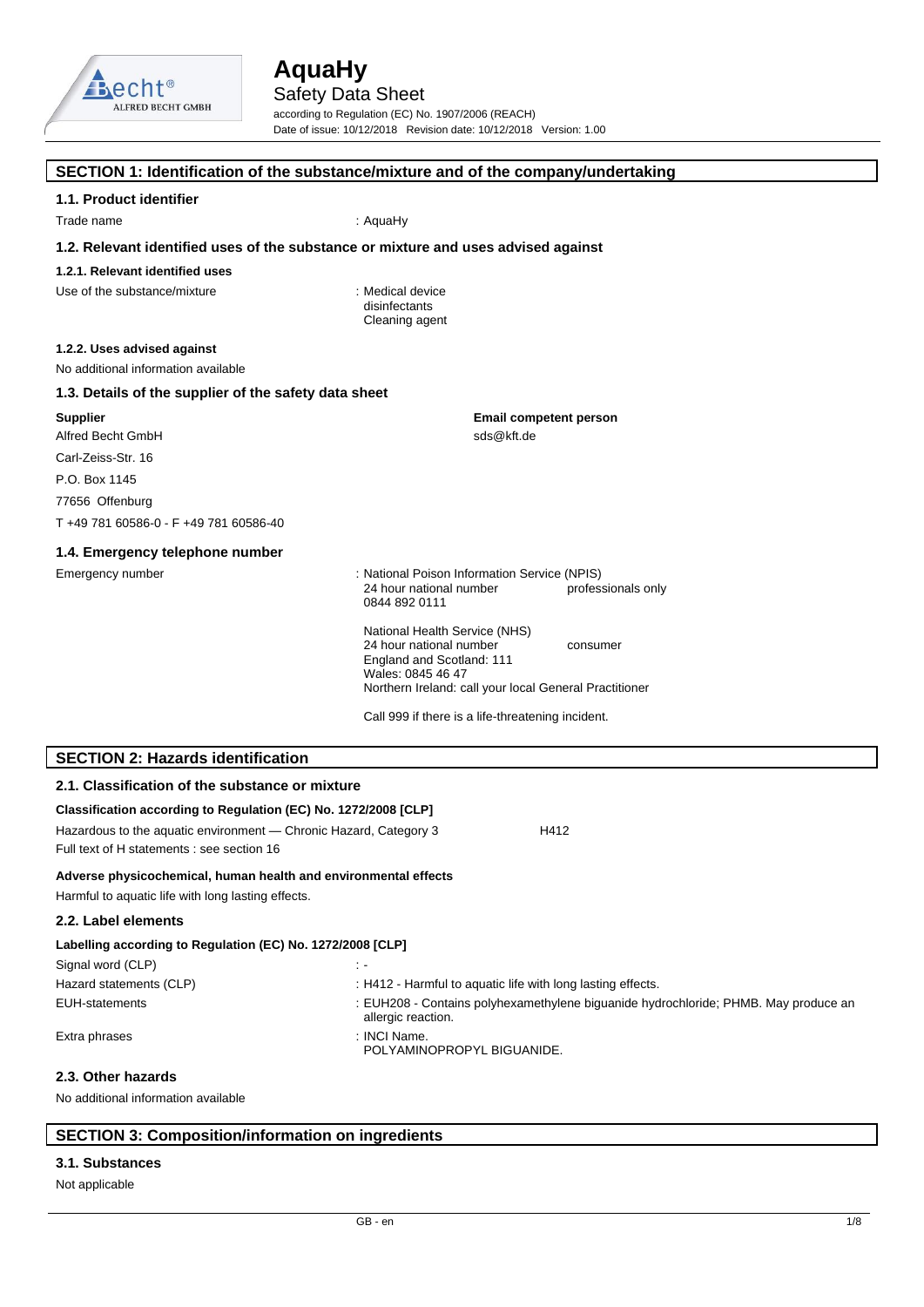# AquaHy

Safety Data Sheet

according to Regulation (EC) No. 1907/2006 (REACH)

Date of issue: 10/12/2018 Revision date: 10/12/2018 Version: 1.00

## SECTION 1: Identification of the substance/mixture and of the company/undertaking

### 1.1. Product identifier

Trade name : AquaHy

### 1.2. Relevant identified uses of the substance or mixture and uses advised against

#### 1.2.1. Relevant identified uses

Use of the substance/mixture : Medical device
disinfectants
Cleaning agent

#### 1.2.2. Uses advised against

No additional information available

### 1.3. Details of the supplier of the safety data sheet

**Supplier**

Alfred Becht GmbH

Carl-Zeiss-Str. 16

P.O. Box 1145

77656 Offenburg

T +49 781 60586-0 - F +49 781 60586-40

**Email competent person**

sds@kft.de

### 1.4. Emergency telephone number

Emergency number : National Poison Information Service (NPIS)
24 hour national number professionals only
0844 892 0111

National Health Service (NHS)
24 hour national number consumer
England and Scotland: 111
Wales: 0845 46 47
Northern Ireland: call your local General Practitioner

Call 999 if there is a life-threatening incident.

## SECTION 2: Hazards identification

### 2.1. Classification of the substance or mixture

**Classification according to Regulation (EC) No. 1272/2008 [CLP]**

Hazardous to the aquatic environment — Chronic Hazard, Category 3 H412

Full text of H statements : see section 16

**Adverse physicochemical, human health and environmental effects**

Harmful to aquatic life with long lasting effects.

### 2.2. Label elements

**Labelling according to Regulation (EC) No. 1272/2008 [CLP]**

Signal word (CLP) : -

Hazard statements (CLP) : H412 - Harmful to aquatic life with long lasting effects.

EUH-statements : EUH208 - Contains polyhexamethylene biguanide hydrochloride; PHMB. May produce an allergic reaction.

Extra phrases : INCI Name.
POLYAMINOPROPYL BIGUANIDE.

### 2.3. Other hazards

No additional information available

## SECTION 3: Composition/information on ingredients

### 3.1. Substances

Not applicable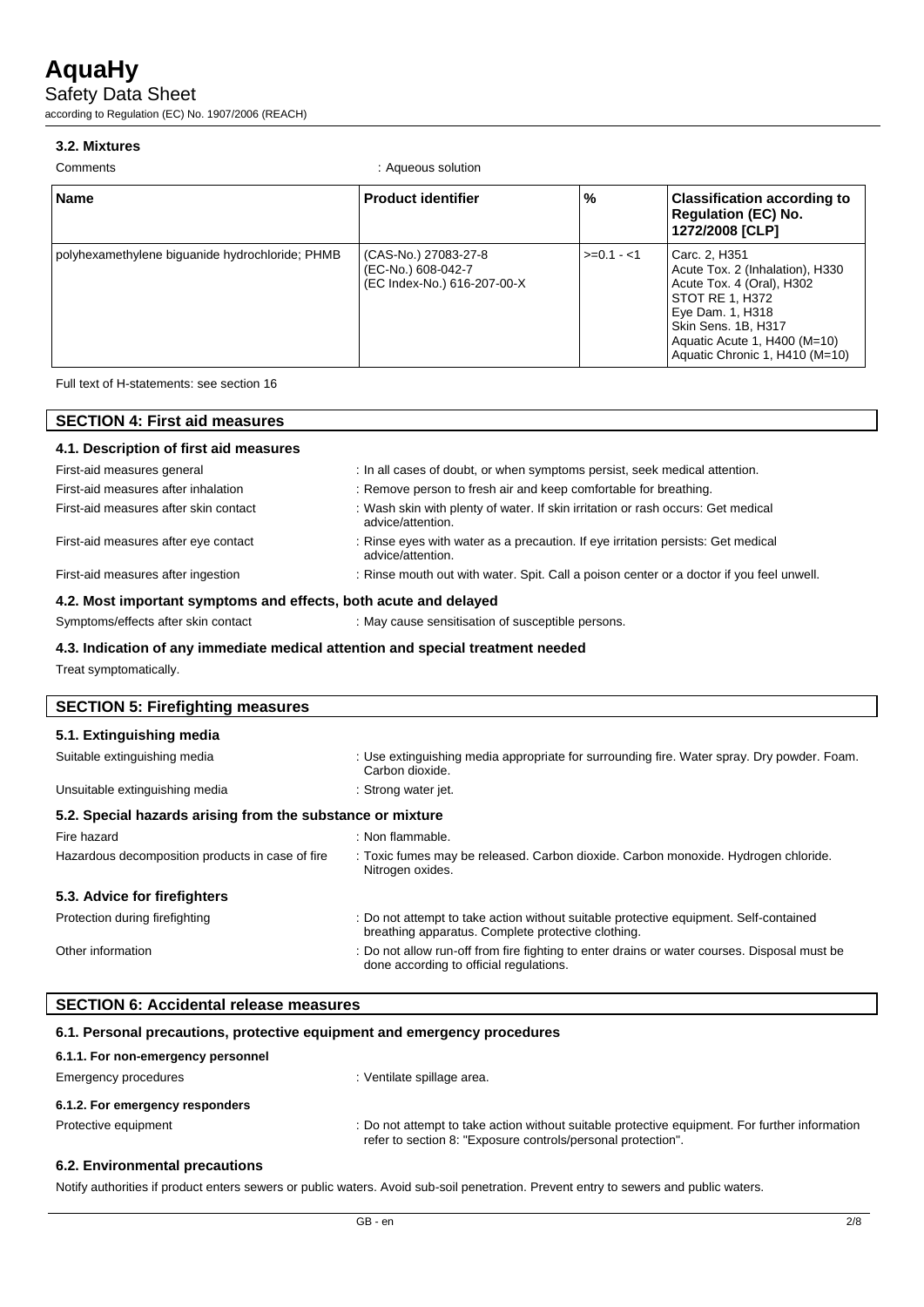### 3.2. Mixtures

Comments : Aqueous solution

| Name | Product identifier | % | Classification according to Regulation (EC) No. 1272/2008 [CLP] |
|---|---|---|---|
| polyhexamethylene biguanide hydrochloride; PHMB | (CAS-No.) 27083-27-8<br>(EC-No.) 608-042-7<br>(EC Index-No.) 616-207-00-X | >=0.1 - <1 | Carc. 2, H351<br>Acute Tox. 2 (Inhalation), H330<br>Acute Tox. 4 (Oral), H302<br>STOT RE 1, H372<br>Eye Dam. 1, H318<br>Skin Sens. 1B, H317<br>Aquatic Acute 1, H400 (M=10)<br>Aquatic Chronic 1, H410 (M=10) |

Full text of H-statements: see section 16

## SECTION 4: First aid measures

### 4.1. Description of first aid measures

First-aid measures general : In all cases of doubt, or when symptoms persist, seek medical attention.

First-aid measures after inhalation : Remove person to fresh air and keep comfortable for breathing.

First-aid measures after skin contact : Wash skin with plenty of water. If skin irritation or rash occurs: Get medical advice/attention.

First-aid measures after eye contact : Rinse eyes with water as a precaution. If eye irritation persists: Get medical advice/attention.

First-aid measures after ingestion : Rinse mouth out with water. Spit. Call a poison center or a doctor if you feel unwell.

### 4.2. Most important symptoms and effects, both acute and delayed

Symptoms/effects after skin contact : May cause sensitisation of susceptible persons.

### 4.3. Indication of any immediate medical attention and special treatment needed

Treat symptomatically.

## SECTION 5: Firefighting measures

### 5.1. Extinguishing media

Suitable extinguishing media : Use extinguishing media appropriate for surrounding fire. Water spray. Dry powder. Foam. Carbon dioxide.

Unsuitable extinguishing media : Strong water jet.

### 5.2. Special hazards arising from the substance or mixture

Fire hazard : Non flammable.

Hazardous decomposition products in case of fire : Toxic fumes may be released. Carbon dioxide. Carbon monoxide. Hydrogen chloride. Nitrogen oxides.

### 5.3. Advice for firefighters

Protection during firefighting : Do not attempt to take action without suitable protective equipment. Self-contained breathing apparatus. Complete protective clothing.

Other information : Do not allow run-off from fire fighting to enter drains or water courses. Disposal must be done according to official regulations.

## SECTION 6: Accidental release measures

### 6.1. Personal precautions, protective equipment and emergency procedures

#### 6.1.1. For non-emergency personnel

Emergency procedures : Ventilate spillage area.

#### 6.1.2. For emergency responders

Protective equipment : Do not attempt to take action without suitable protective equipment. For further information refer to section 8: "Exposure controls/personal protection".

### 6.2. Environmental precautions

Notify authorities if product enters sewers or public waters. Avoid sub-soil penetration. Prevent entry to sewers and public waters.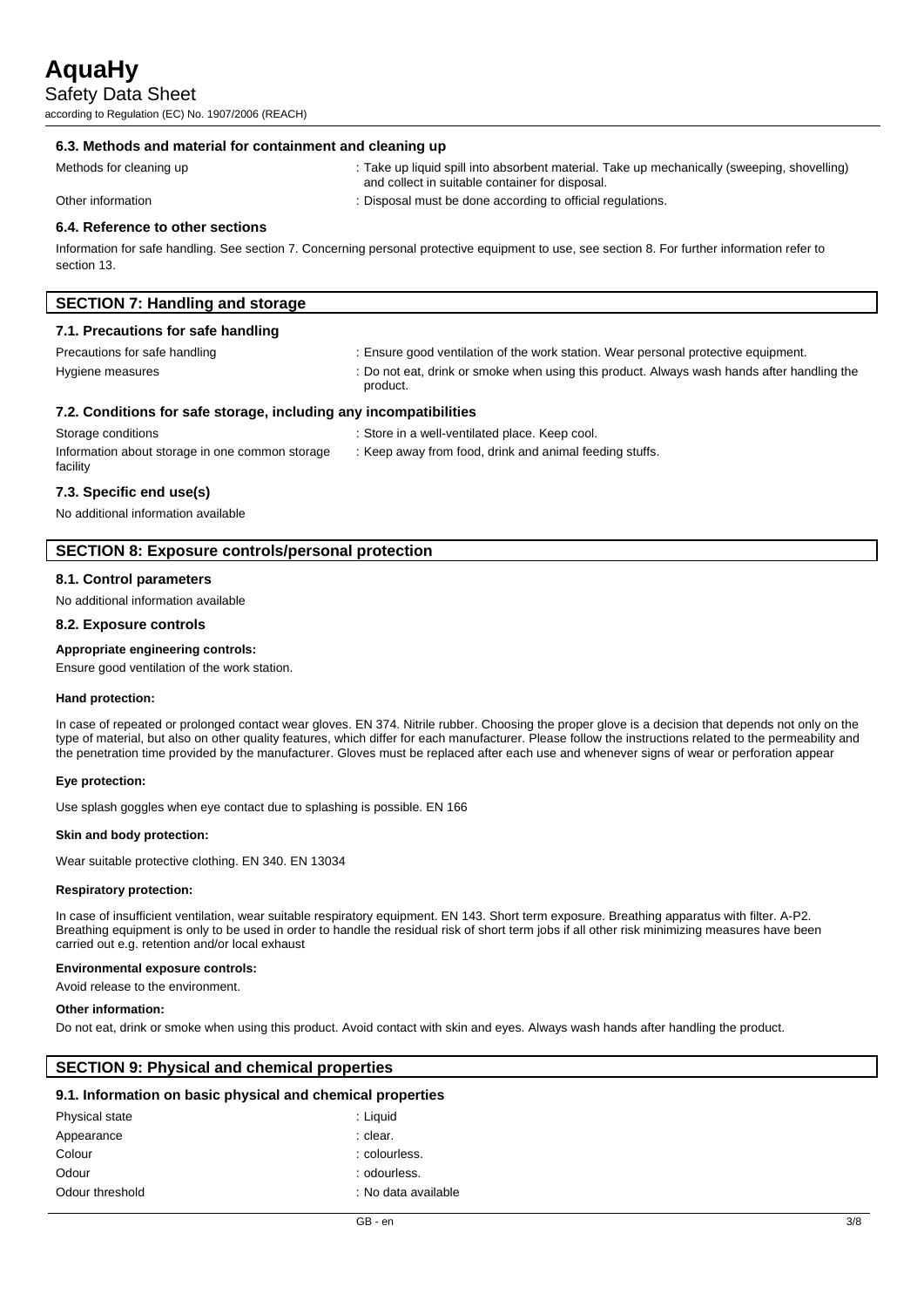### 6.3. Methods and material for containment and cleaning up

| | |
|---|---|
| Methods for cleaning up | : Take up liquid spill into absorbent material. Take up mechanically (sweeping, shovelling) and collect in suitable container for disposal. |
| Other information | : Disposal must be done according to official regulations. |

### 6.4. Reference to other sections

Information for safe handling. See section 7. Concerning personal protective equipment to use, see section 8. For further information refer to section 13.

## SECTION 7: Handling and storage

### 7.1. Precautions for safe handling

| | |
|---|---|
| Precautions for safe handling | : Ensure good ventilation of the work station. Wear personal protective equipment. |
| Hygiene measures | : Do not eat, drink or smoke when using this product. Always wash hands after handling the product. |

### 7.2. Conditions for safe storage, including any incompatibilities

| | |
|---|---|
| Storage conditions | : Store in a well-ventilated place. Keep cool. |
| Information about storage in one common storage facility | : Keep away from food, drink and animal feeding stuffs. |

### 7.3. Specific end use(s)

No additional information available

## SECTION 8: Exposure controls/personal protection

### 8.1. Control parameters

No additional information available

### 8.2. Exposure controls

**Appropriate engineering controls:**

Ensure good ventilation of the work station.

**Hand protection:**

In case of repeated or prolonged contact wear gloves. EN 374. Nitrile rubber. Choosing the proper glove is a decision that depends not only on the type of material, but also on other quality features, which differ for each manufacturer. Please follow the instructions related to the permeability and the penetration time provided by the manufacturer. Gloves must be replaced after each use and whenever signs of wear or perforation appear

**Eye protection:**

Use splash goggles when eye contact due to splashing is possible. EN 166

**Skin and body protection:**

Wear suitable protective clothing. EN 340. EN 13034

**Respiratory protection:**

In case of insufficient ventilation, wear suitable respiratory equipment. EN 143. Short term exposure. Breathing apparatus with filter. A-P2. Breathing equipment is only to be used in order to handle the residual risk of short term jobs if all other risk minimizing measures have been carried out e.g. retention and/or local exhaust

**Environmental exposure controls:**

Avoid release to the environment.

**Other information:**

Do not eat, drink or smoke when using this product. Avoid contact with skin and eyes. Always wash hands after handling the product.

## SECTION 9: Physical and chemical properties

### 9.1. Information on basic physical and chemical properties

| | |
|---|---|
| Physical state | : Liquid |
| Appearance | : clear. |
| Colour | : colourless. |
| Odour | : odourless. |
| Odour threshold | : No data available |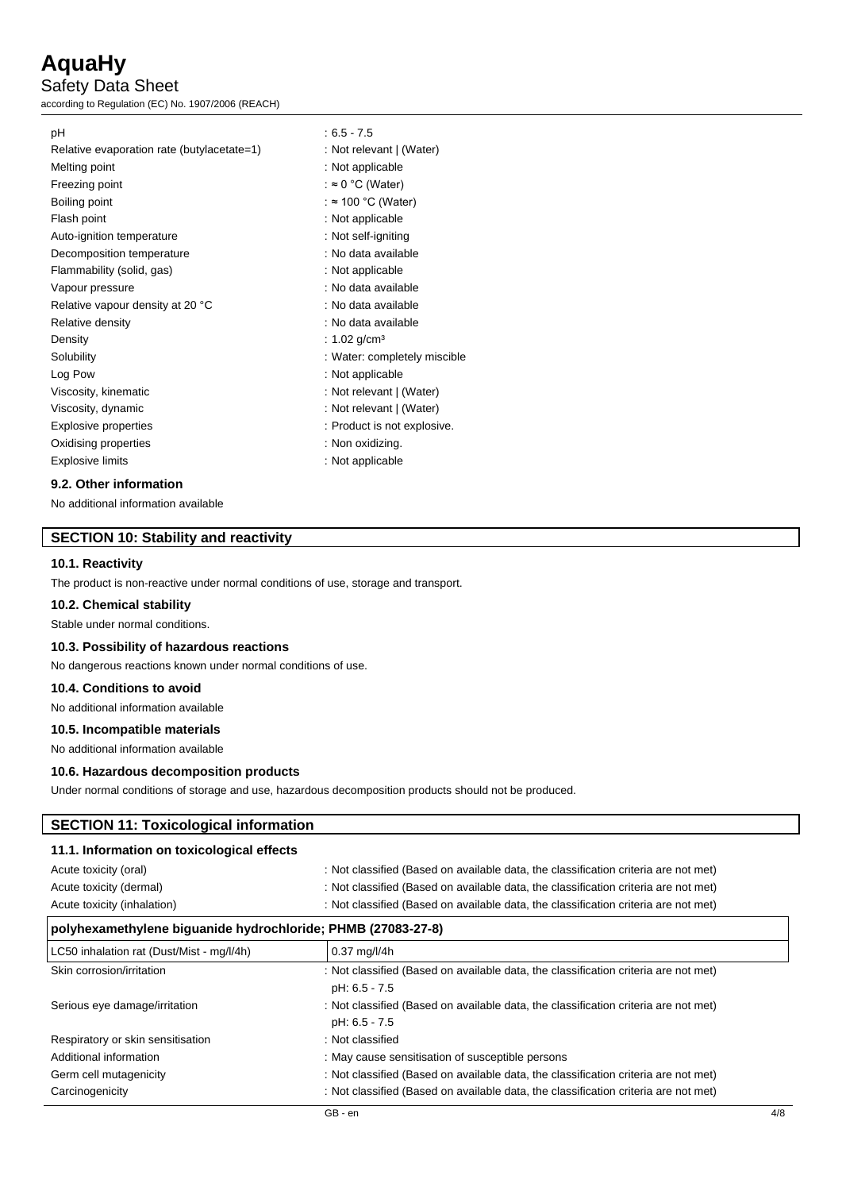| | |
|---|---|
| pH | : 6.5 - 7.5 |
| Relative evaporation rate (butylacetate=1) | : Not relevant \| (Water) |
| Melting point | : Not applicable |
| Freezing point | : ≈ 0 °C (Water) |
| Boiling point | : ≈ 100 °C (Water) |
| Flash point | : Not applicable |
| Auto-ignition temperature | : Not self-igniting |
| Decomposition temperature | : No data available |
| Flammability (solid, gas) | : Not applicable |
| Vapour pressure | : No data available |
| Relative vapour density at 20 °C | : No data available |
| Relative density | : No data available |
| Density | : 1.02 g/cm³ |
| Solubility | : Water: completely miscible |
| Log Pow | : Not applicable |
| Viscosity, kinematic | : Not relevant \| (Water) |
| Viscosity, dynamic | : Not relevant \| (Water) |
| Explosive properties | : Product is not explosive. |
| Oxidising properties | : Non oxidizing. |
| Explosive limits | : Not applicable |

### 9.2. Other information

No additional information available

## SECTION 10: Stability and reactivity

### 10.1. Reactivity

The product is non-reactive under normal conditions of use, storage and transport.

### 10.2. Chemical stability

Stable under normal conditions.

### 10.3. Possibility of hazardous reactions

No dangerous reactions known under normal conditions of use.

### 10.4. Conditions to avoid

No additional information available

### 10.5. Incompatible materials

No additional information available

### 10.6. Hazardous decomposition products

Under normal conditions of storage and use, hazardous decomposition products should not be produced.

## SECTION 11: Toxicological information

### 11.1. Information on toxicological effects

| | |
|---|---|
| Acute toxicity (oral) | : Not classified (Based on available data, the classification criteria are not met) |
| Acute toxicity (dermal) | : Not classified (Based on available data, the classification criteria are not met) |
| Acute toxicity (inhalation) | : Not classified (Based on available data, the classification criteria are not met) |

| polyhexamethylene biguanide hydrochloride; PHMB (27083-27-8) | |
|---|---|
| LC50 inhalation rat (Dust/Mist - mg/l/4h) | 0.37 mg/l/4h |

| | |
|---|---|
| Skin corrosion/irritation | : Not classified (Based on available data, the classification criteria are not met)<br>pH: 6.5 - 7.5 |
| Serious eye damage/irritation | : Not classified (Based on available data, the classification criteria are not met)<br>pH: 6.5 - 7.5 |
| Respiratory or skin sensitisation | : Not classified |
| Additional information | : May cause sensitisation of susceptible persons |
| Germ cell mutagenicity | : Not classified (Based on available data, the classification criteria are not met) |
| Carcinogenicity | : Not classified (Based on available data, the classification criteria are not met) |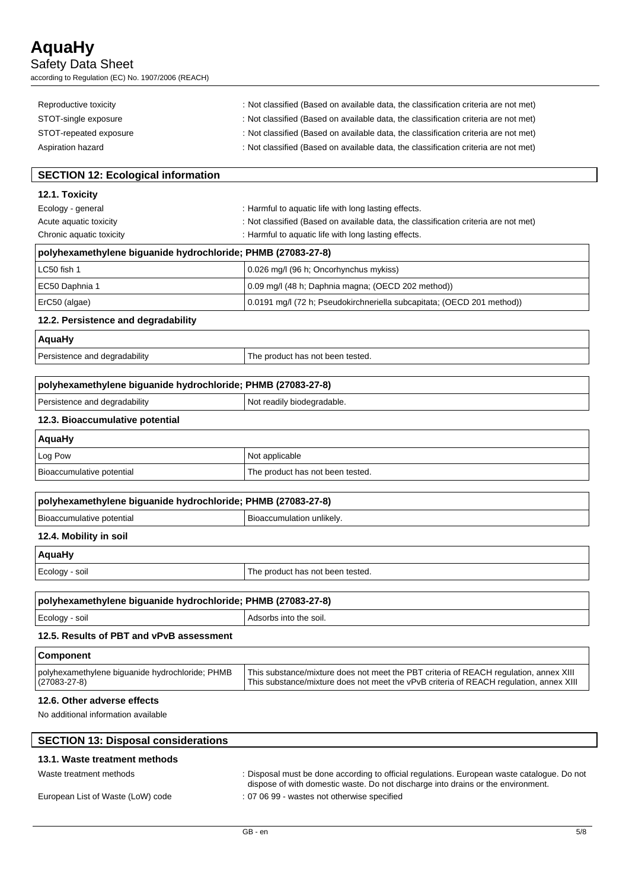| | |
|---|---|
| Reproductive toxicity | : Not classified (Based on available data, the classification criteria are not met) |
| STOT-single exposure | : Not classified (Based on available data, the classification criteria are not met) |
| STOT-repeated exposure | : Not classified (Based on available data, the classification criteria are not met) |
| Aspiration hazard | : Not classified (Based on available data, the classification criteria are not met) |

## SECTION 12: Ecological information

### 12.1. Toxicity

| | |
|---|---|
| Ecology - general | : Harmful to aquatic life with long lasting effects. |
| Acute aquatic toxicity | : Not classified (Based on available data, the classification criteria are not met) |
| Chronic aquatic toxicity | : Harmful to aquatic life with long lasting effects. |

| polyhexamethylene biguanide hydrochloride; PHMB (27083-27-8) | |
|---|---|
| LC50 fish 1 | 0.026 mg/l (96 h; Oncorhynchus mykiss) |
| EC50 Daphnia 1 | 0.09 mg/l (48 h; Daphnia magna; (OECD 202 method)) |
| ErC50 (algae) | 0.0191 mg/l (72 h; Pseudokirchneriella subcapitata; (OECD 201 method)) |

### 12.2. Persistence and degradability

| AquaHy | |
|---|---|
| Persistence and degradability | The product has not been tested. |

| polyhexamethylene biguanide hydrochloride; PHMB (27083-27-8) | |
|---|---|
| Persistence and degradability | Not readily biodegradable. |

### 12.3. Bioaccumulative potential

| AquaHy | |
|---|---|
| Log Pow | Not applicable |
| Bioaccumulative potential | The product has not been tested. |

| polyhexamethylene biguanide hydrochloride; PHMB (27083-27-8) | |
|---|---|
| Bioaccumulative potential | Bioaccumulation unlikely. |

### 12.4. Mobility in soil

| AquaHy | |
|---|---|
| Ecology - soil | The product has not been tested. |

| polyhexamethylene biguanide hydrochloride; PHMB (27083-27-8) | |
|---|---|
| Ecology - soil | Adsorbs into the soil. |

### 12.5. Results of PBT and vPvB assessment

| Component | |
|---|---|
| polyhexamethylene biguanide hydrochloride; PHMB (27083-27-8) | This substance/mixture does not meet the PBT criteria of REACH regulation, annex XIII<br>This substance/mixture does not meet the vPvB criteria of REACH regulation, annex XIII |

### 12.6. Other adverse effects

No additional information available

## SECTION 13: Disposal considerations

### 13.1. Waste treatment methods

| | |
|---|---|
| Waste treatment methods | : Disposal must be done according to official regulations. European waste catalogue. Do not dispose of with domestic waste. Do not discharge into drains or the environment. |
| European List of Waste (LoW) code | : 07 06 99 - wastes not otherwise specified |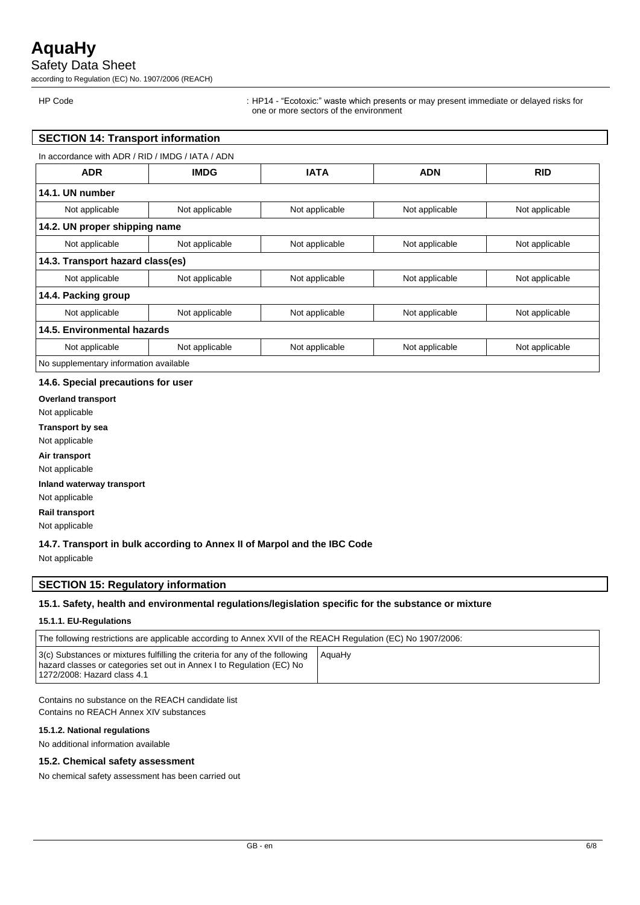HP Code : HP14 - "Ecotoxic:" waste which presents or may present immediate or delayed risks for one or more sectors of the environment

## SECTION 14: Transport information

In accordance with ADR / RID / IMDG / IATA / ADN

| ADR | IMDG | IATA | ADN | RID |
|---|---|---|---|---|
| **14.1. UN number** | | | | |
| Not applicable | Not applicable | Not applicable | Not applicable | Not applicable |
| **14.2. UN proper shipping name** | | | | |
| Not applicable | Not applicable | Not applicable | Not applicable | Not applicable |
| **14.3. Transport hazard class(es)** | | | | |
| Not applicable | Not applicable | Not applicable | Not applicable | Not applicable |
| **14.4. Packing group** | | | | |
| Not applicable | Not applicable | Not applicable | Not applicable | Not applicable |
| **14.5. Environmental hazards** | | | | |
| Not applicable | Not applicable | Not applicable | Not applicable | Not applicable |
| No supplementary information available | | | | |

### 14.6. Special precautions for user

**Overland transport**

Not applicable

**Transport by sea**

Not applicable

**Air transport**

Not applicable

**Inland waterway transport**

Not applicable

**Rail transport**

Not applicable

### 14.7. Transport in bulk according to Annex II of Marpol and the IBC Code

Not applicable

## SECTION 15: Regulatory information

### 15.1. Safety, health and environmental regulations/legislation specific for the substance or mixture

#### 15.1.1. EU-Regulations

| The following restrictions are applicable according to Annex XVII of the REACH Regulation (EC) No 1907/2006: | |
|---|---|
| 3(c) Substances or mixtures fulfilling the criteria for any of the following hazard classes or categories set out in Annex I to Regulation (EC) No 1272/2008: Hazard class 4.1 | AquaHy |

Contains no substance on the REACH candidate list

Contains no REACH Annex XIV substances

#### 15.1.2. National regulations

No additional information available

### 15.2. Chemical safety assessment

No chemical safety assessment has been carried out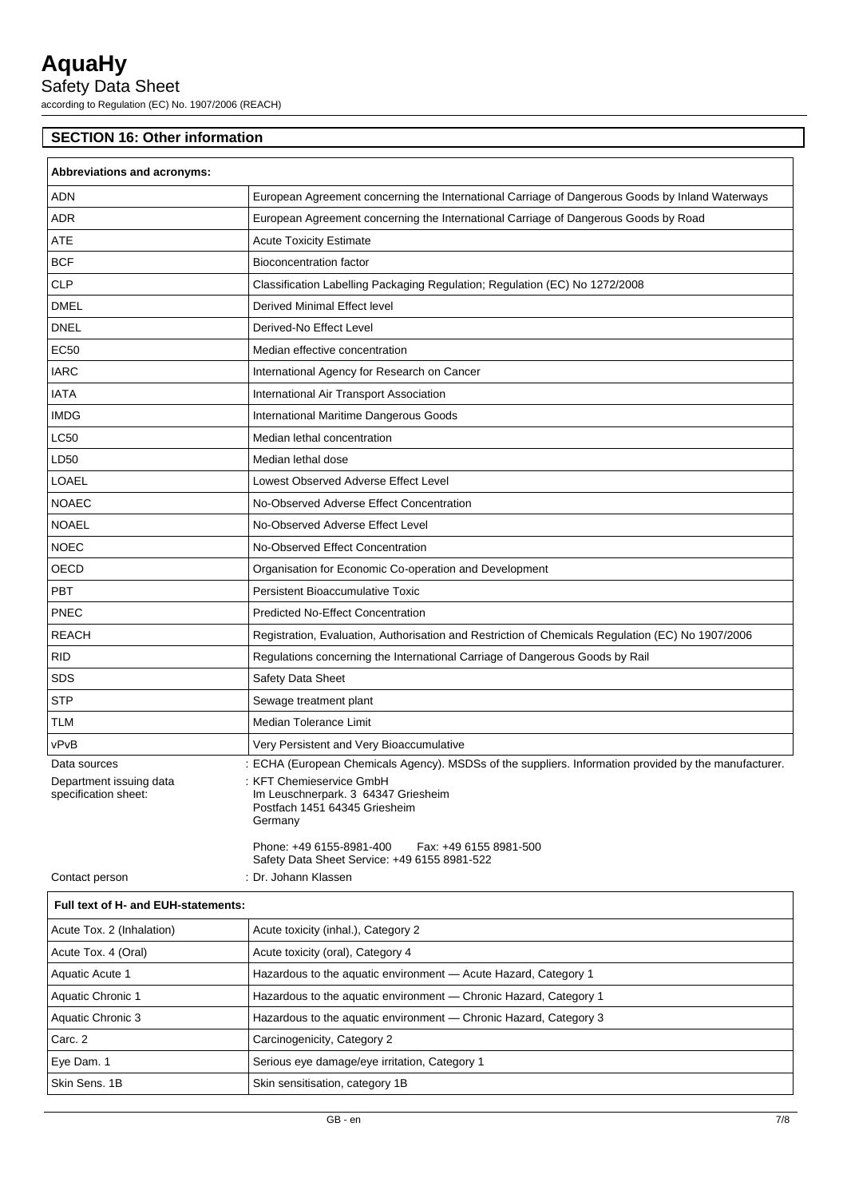## SECTION 16: Other information

| Abbreviations and acronyms: | |
|---|---|
| ADN | European Agreement concerning the International Carriage of Dangerous Goods by Inland Waterways |
| ADR | European Agreement concerning the International Carriage of Dangerous Goods by Road |
| ATE | Acute Toxicity Estimate |
| BCF | Bioconcentration factor |
| CLP | Classification Labelling Packaging Regulation; Regulation (EC) No 1272/2008 |
| DMEL | Derived Minimal Effect level |
| DNEL | Derived-No Effect Level |
| EC50 | Median effective concentration |
| IARC | International Agency for Research on Cancer |
| IATA | International Air Transport Association |
| IMDG | International Maritime Dangerous Goods |
| LC50 | Median lethal concentration |
| LD50 | Median lethal dose |
| LOAEL | Lowest Observed Adverse Effect Level |
| NOAEC | No-Observed Adverse Effect Concentration |
| NOAEL | No-Observed Adverse Effect Level |
| NOEC | No-Observed Effect Concentration |
| OECD | Organisation for Economic Co-operation and Development |
| PBT | Persistent Bioaccumulative Toxic |
| PNEC | Predicted No-Effect Concentration |
| REACH | Registration, Evaluation, Authorisation and Restriction of Chemicals Regulation (EC) No 1907/2006 |
| RID | Regulations concerning the International Carriage of Dangerous Goods by Rail |
| SDS | Safety Data Sheet |
| STP | Sewage treatment plant |
| TLM | Median Tolerance Limit |
| vPvB | Very Persistent and Very Bioaccumulative |

Data sources : ECHA (European Chemicals Agency). MSDSs of the suppliers. Information provided by the manufacturer.

Department issuing data specification sheet: : KFT Chemieservice GmbH
Im Leuschnerpark. 3 64347 Griesheim
Postfach 1451 64345 Griesheim
Germany

Phone: +49 6155-8981-400 Fax: +49 6155 8981-500
Safety Data Sheet Service: +49 6155 8981-522

Contact person : Dr. Johann Klassen

| Full text of H- and EUH-statements: | |
|---|---|
| Acute Tox. 2 (Inhalation) | Acute toxicity (inhal.), Category 2 |
| Acute Tox. 4 (Oral) | Acute toxicity (oral), Category 4 |
| Aquatic Acute 1 | Hazardous to the aquatic environment — Acute Hazard, Category 1 |
| Aquatic Chronic 1 | Hazardous to the aquatic environment — Chronic Hazard, Category 1 |
| Aquatic Chronic 3 | Hazardous to the aquatic environment — Chronic Hazard, Category 3 |
| Carc. 2 | Carcinogenicity, Category 2 |
| Eye Dam. 1 | Serious eye damage/eye irritation, Category 1 |
| Skin Sens. 1B | Skin sensitisation, category 1B |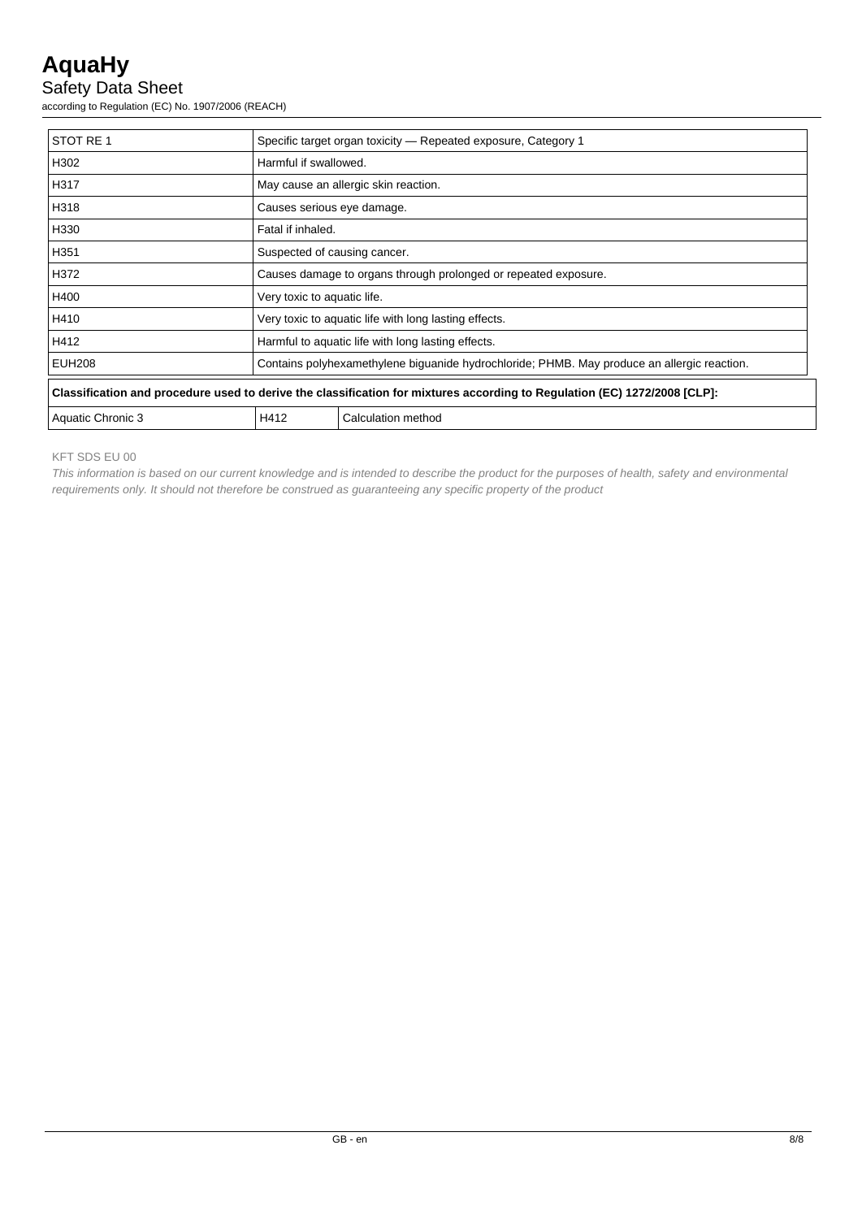| | |
|---|---|
| STOT RE 1 | Specific target organ toxicity — Repeated exposure, Category 1 |
| H302 | Harmful if swallowed. |
| H317 | May cause an allergic skin reaction. |
| H318 | Causes serious eye damage. |
| H330 | Fatal if inhaled. |
| H351 | Suspected of causing cancer. |
| H372 | Causes damage to organs through prolonged or repeated exposure. |
| H400 | Very toxic to aquatic life. |
| H410 | Very toxic to aquatic life with long lasting effects. |
| H412 | Harmful to aquatic life with long lasting effects. |
| EUH208 | Contains polyhexamethylene biguanide hydrochloride; PHMB. May produce an allergic reaction. |

**Classification and procedure used to derive the classification for mixtures according to Regulation (EC) 1272/2008 [CLP]:**

| | | |
|---|---|---|
| Aquatic Chronic 3 | H412 | Calculation method |

KFT SDS EU 00

*This information is based on our current knowledge and is intended to describe the product for the purposes of health, safety and environmental requirements only. It should not therefore be construed as guaranteeing any specific property of the product*